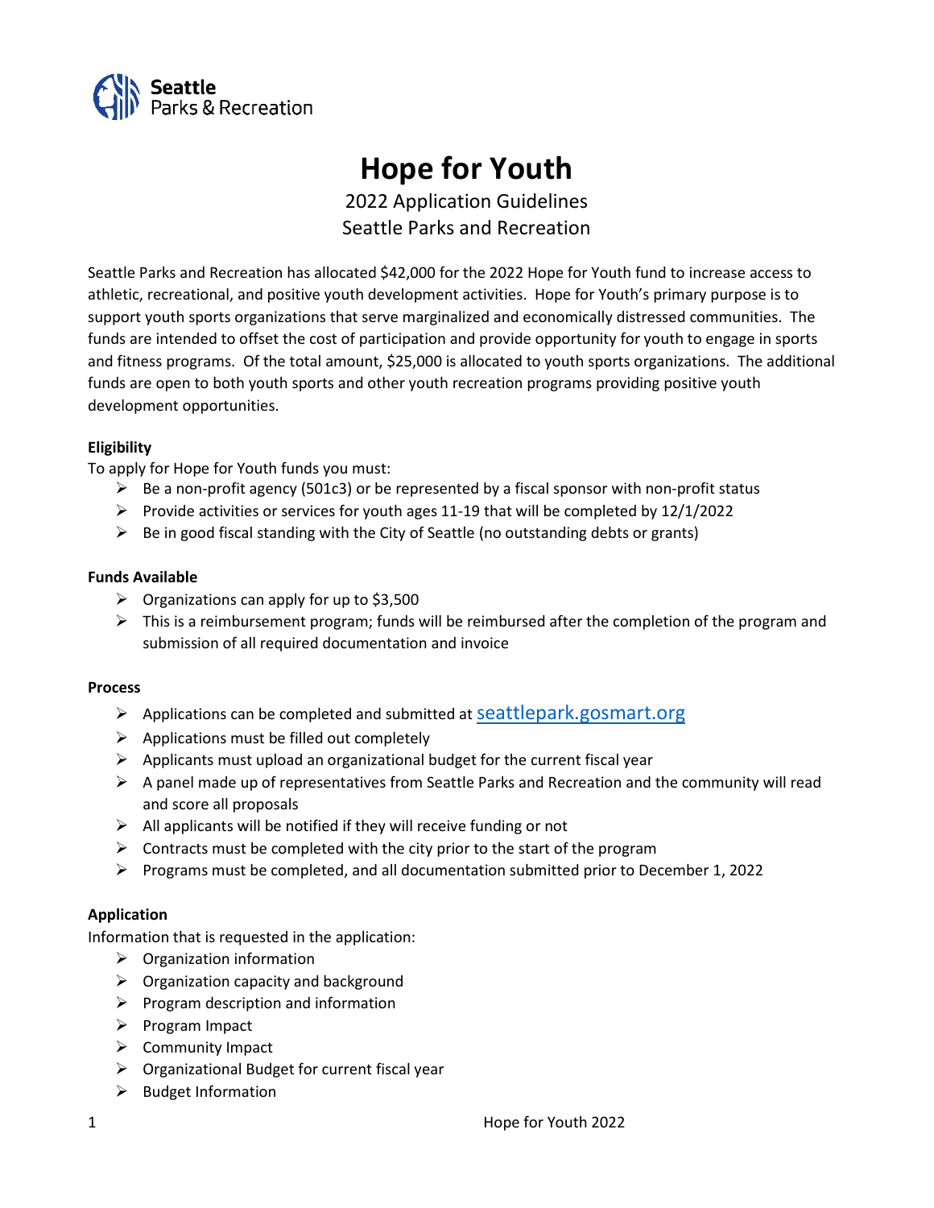Seattle Parks & Recreation

# Hope for Youth

2022 Application Guidelines
Seattle Parks and Recreation

Seattle Parks and Recreation has allocated $42,000 for the 2022 Hope for Youth fund to increase access to athletic, recreational, and positive youth development activities. Hope for Youth's primary purpose is to support youth sports organizations that serve marginalized and economically distressed communities. The funds are intended to offset the cost of participation and provide opportunity for youth to engage in sports and fitness programs. Of the total amount, $25,000 is allocated to youth sports organizations. The additional funds are open to both youth sports and other youth recreation programs providing positive youth development opportunities.

**Eligibility**

To apply for Hope for Youth funds you must:

- Be a non-profit agency (501c3) or be represented by a fiscal sponsor with non-profit status
- Provide activities or services for youth ages 11-19 that will be completed by 12/1/2022
- Be in good fiscal standing with the City of Seattle (no outstanding debts or grants)

**Funds Available**

- Organizations can apply for up to $3,500
- This is a reimbursement program; funds will be reimbursed after the completion of the program and submission of all required documentation and invoice

**Process**

- Applications can be completed and submitted at seattlepark.gosmart.org
- Applications must be filled out completely
- Applicants must upload an organizational budget for the current fiscal year
- A panel made up of representatives from Seattle Parks and Recreation and the community will read and score all proposals
- All applicants will be notified if they will receive funding or not
- Contracts must be completed with the city prior to the start of the program
- Programs must be completed, and all documentation submitted prior to December 1, 2022

**Application**

Information that is requested in the application:

- Organization information
- Organization capacity and background
- Program description and information
- Program Impact
- Community Impact
- Organizational Budget for current fiscal year
- Budget Information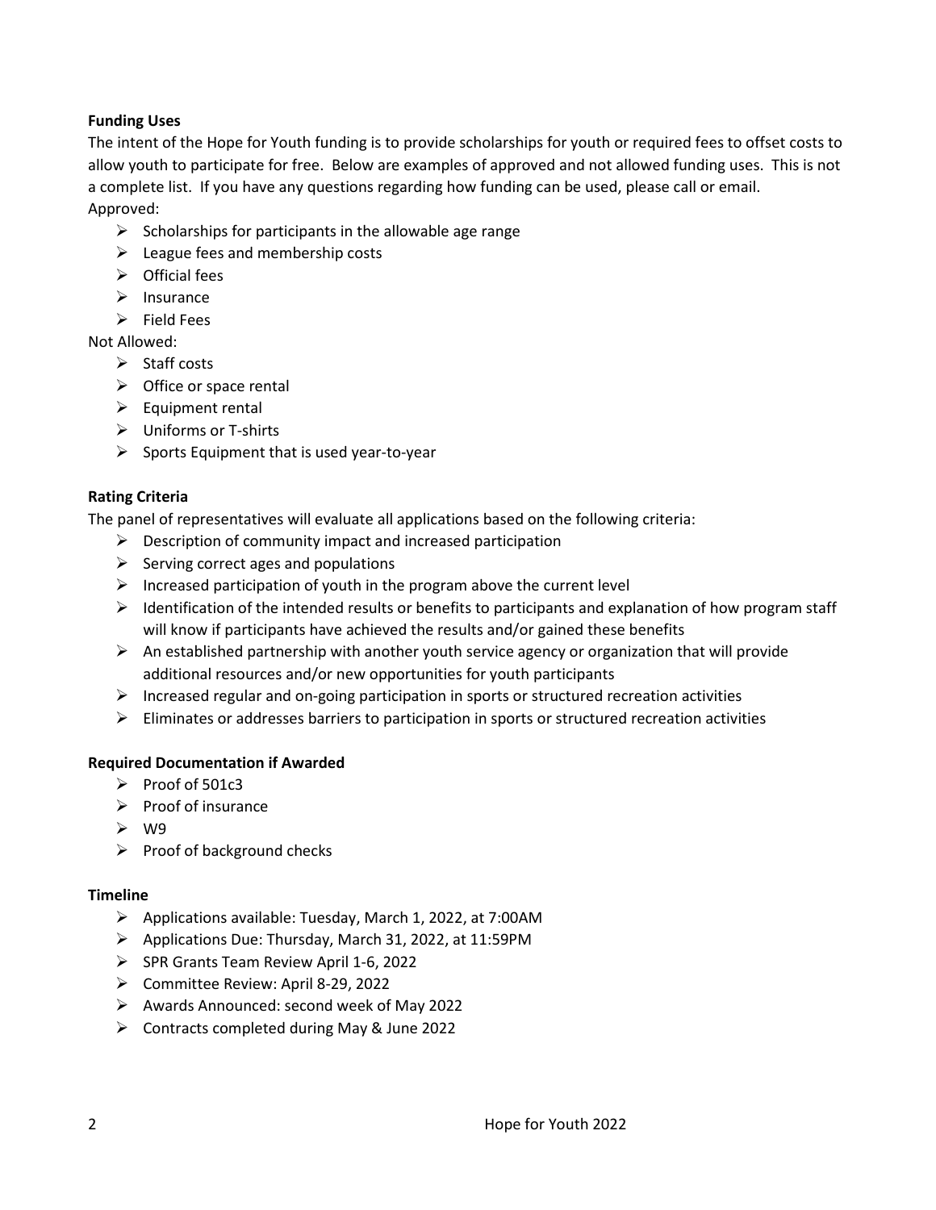**Funding Uses**

The intent of the Hope for Youth funding is to provide scholarships for youth or required fees to offset costs to allow youth to participate for free. Below are examples of approved and not allowed funding uses. This is not a complete list. If you have any questions regarding how funding can be used, please call or email.

Approved:

- Scholarships for participants in the allowable age range
- League fees and membership costs
- Official fees
- Insurance
- Field Fees

Not Allowed:

- Staff costs
- Office or space rental
- Equipment rental
- Uniforms or T-shirts
- Sports Equipment that is used year-to-year

**Rating Criteria**

The panel of representatives will evaluate all applications based on the following criteria:

- Description of community impact and increased participation
- Serving correct ages and populations
- Increased participation of youth in the program above the current level
- Identification of the intended results or benefits to participants and explanation of how program staff will know if participants have achieved the results and/or gained these benefits
- An established partnership with another youth service agency or organization that will provide additional resources and/or new opportunities for youth participants
- Increased regular and on-going participation in sports or structured recreation activities
- Eliminates or addresses barriers to participation in sports or structured recreation activities

**Required Documentation if Awarded**

- Proof of 501c3
- Proof of insurance
- W9
- Proof of background checks

**Timeline**

- Applications available: Tuesday, March 1, 2022, at 7:00AM
- Applications Due: Thursday, March 31, 2022, at 11:59PM
- SPR Grants Team Review April 1-6, 2022
- Committee Review: April 8-29, 2022
- Awards Announced: second week of May 2022
- Contracts completed during May & June 2022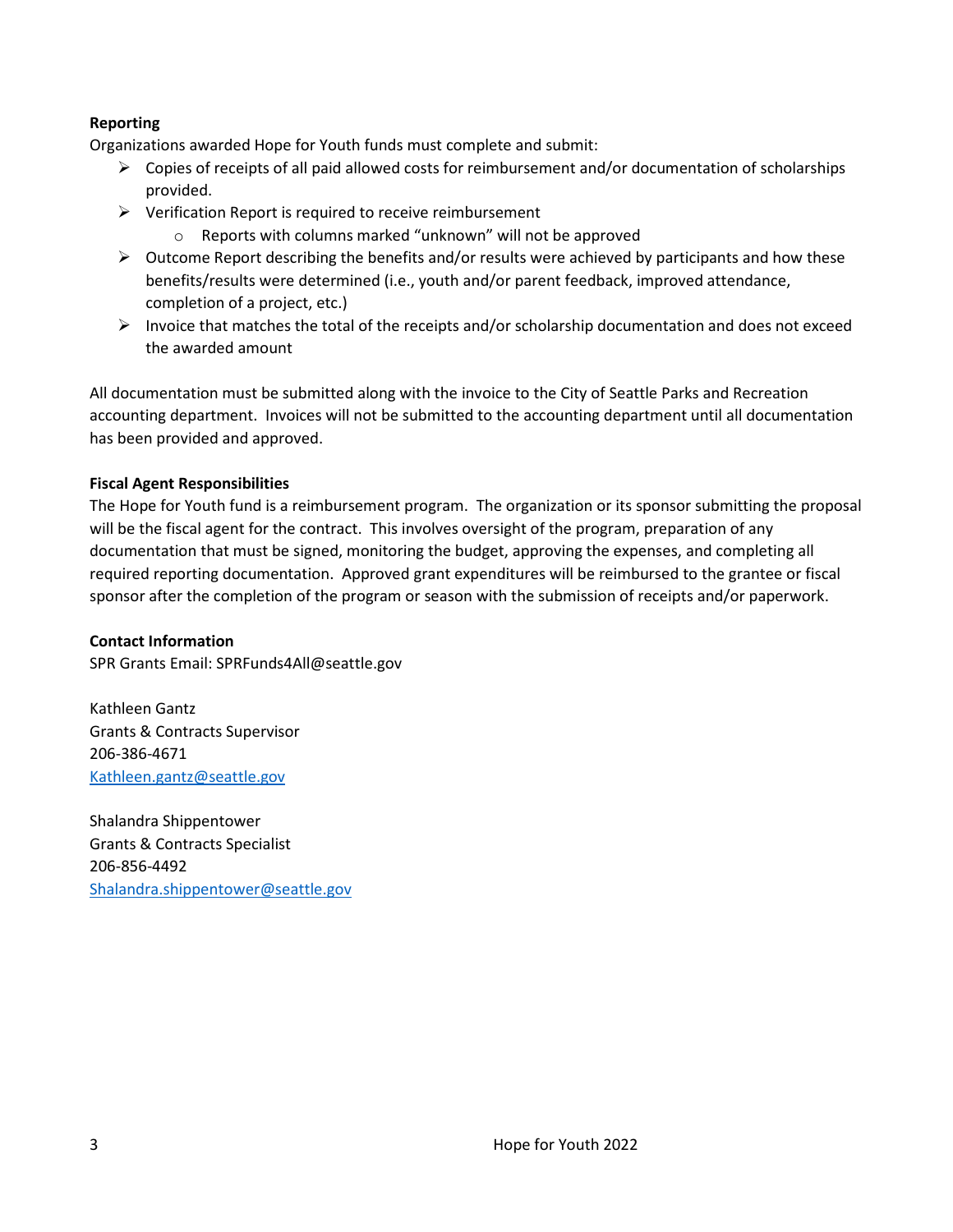**Reporting**

Organizations awarded Hope for Youth funds must complete and submit:

- Copies of receipts of all paid allowed costs for reimbursement and/or documentation of scholarships provided.
- Verification Report is required to receive reimbursement
  - Reports with columns marked "unknown" will not be approved
- Outcome Report describing the benefits and/or results were achieved by participants and how these benefits/results were determined (i.e., youth and/or parent feedback, improved attendance, completion of a project, etc.)
- Invoice that matches the total of the receipts and/or scholarship documentation and does not exceed the awarded amount

All documentation must be submitted along with the invoice to the City of Seattle Parks and Recreation accounting department. Invoices will not be submitted to the accounting department until all documentation has been provided and approved.

**Fiscal Agent Responsibilities**

The Hope for Youth fund is a reimbursement program. The organization or its sponsor submitting the proposal will be the fiscal agent for the contract. This involves oversight of the program, preparation of any documentation that must be signed, monitoring the budget, approving the expenses, and completing all required reporting documentation. Approved grant expenditures will be reimbursed to the grantee or fiscal sponsor after the completion of the program or season with the submission of receipts and/or paperwork.

**Contact Information**

SPR Grants Email: SPRFunds4All@seattle.gov

Kathleen Gantz
Grants & Contracts Supervisor
206-386-4671
Kathleen.gantz@seattle.gov

Shalandra Shippentower
Grants & Contracts Specialist
206-856-4492
Shalandra.shippentower@seattle.gov